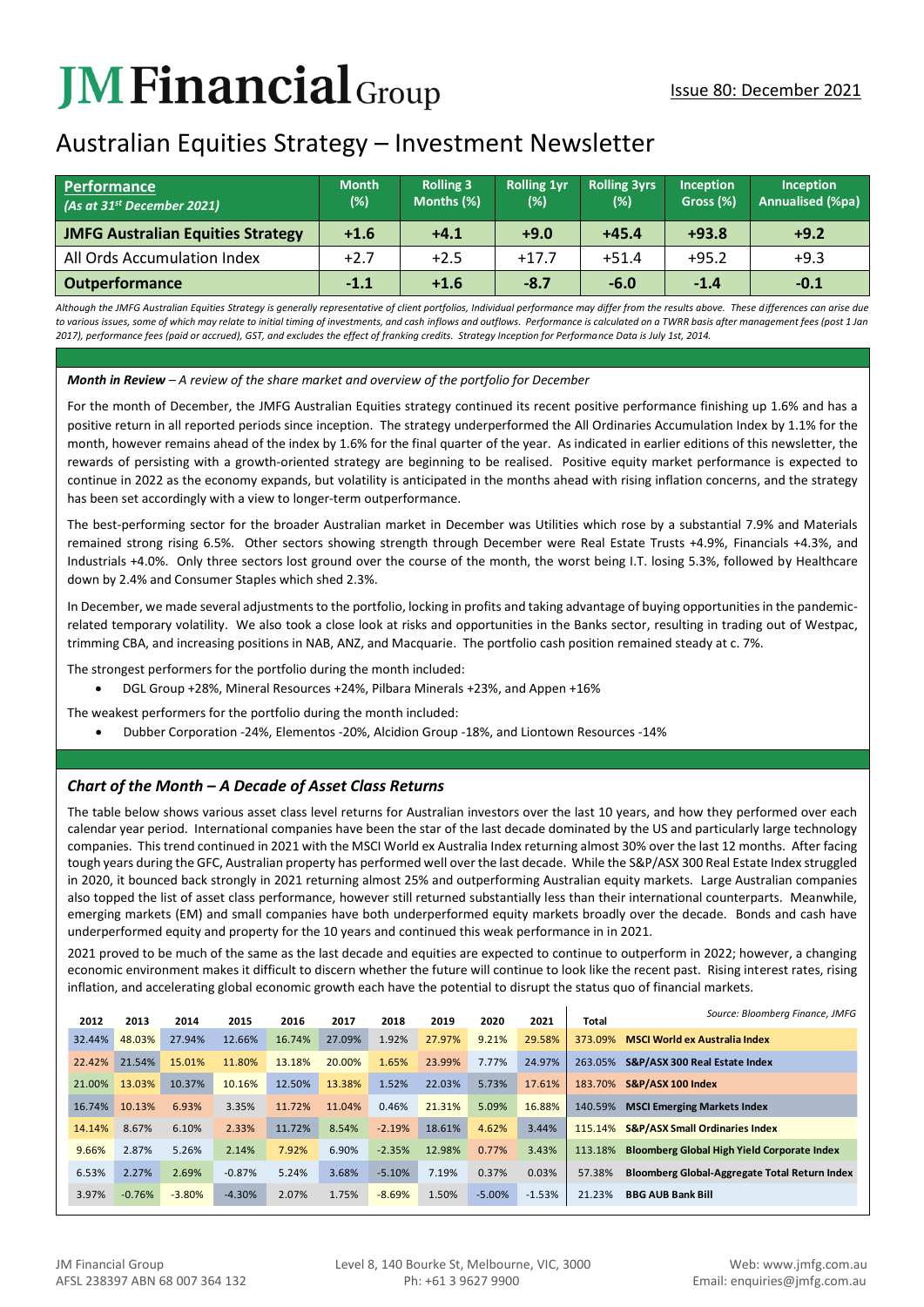# JM Financial Group

Issue 80: December 2021

## Australian Equities Strategy – Investment Newsletter

| **Performance** *(As at 31st December 2021)* | Month (%) | Rolling 3 Months (%) | Rolling 1yr (%) | Rolling 3yrs (%) | Inception Gross (%) | Inception Annualised (%pa) |
|---|---|---|---|---|---|---|
| **JMFG Australian Equities Strategy** | **+1.6** | **+4.1** | **+9.0** | **+45.4** | **+93.8** | **+9.2** |
| All Ords Accumulation Index | +2.7 | +2.5 | +17.7 | +51.4 | +95.2 | +9.3 |
| **Outperformance** | **-1.1** | **+1.6** | **-8.7** | **-6.0** | **-1.4** | **-0.1** |

*Although the JMFG Australian Equities Strategy is generally representative of client portfolios, Individual performance may differ from the results above. These differences can arise due to various issues, some of which may relate to initial timing of investments, and cash inflows and outflows. Performance is calculated on a TWRR basis after management fees (post 1 Jan 2017), performance fees (paid or accrued), GST, and excludes the effect of franking credits. Strategy Inception for Performance Data is July 1st, 2014.*

***Month in Review** – A review of the share market and overview of the portfolio for December*

For the month of December, the JMFG Australian Equities strategy continued its recent positive performance finishing up 1.6% and has a positive return in all reported periods since inception. The strategy underperformed the All Ordinaries Accumulation Index by 1.1% for the month, however remains ahead of the index by 1.6% for the final quarter of the year. As indicated in earlier editions of this newsletter, the rewards of persisting with a growth-oriented strategy are beginning to be realised. Positive equity market performance is expected to continue in 2022 as the economy expands, but volatility is anticipated in the months ahead with rising inflation concerns, and the strategy has been set accordingly with a view to longer-term outperformance.

The best-performing sector for the broader Australian market in December was Utilities which rose by a substantial 7.9% and Materials remained strong rising 6.5%. Other sectors showing strength through December were Real Estate Trusts +4.9%, Financials +4.3%, and Industrials +4.0%. Only three sectors lost ground over the course of the month, the worst being I.T. losing 5.3%, followed by Healthcare down by 2.4% and Consumer Staples which shed 2.3%.

In December, we made several adjustments to the portfolio, locking in profits and taking advantage of buying opportunities in the pandemic-related temporary volatility. We also took a close look at risks and opportunities in the Banks sector, resulting in trading out of Westpac, trimming CBA, and increasing positions in NAB, ANZ, and Macquarie. The portfolio cash position remained steady at c. 7%.

The strongest performers for the portfolio during the month included:

- DGL Group +28%, Mineral Resources +24%, Pilbara Minerals +23%, and Appen +16%

The weakest performers for the portfolio during the month included:

- Dubber Corporation -24%, Elementos -20%, Alcidion Group -18%, and Liontown Resources -14%

### *Chart of the Month – A Decade of Asset Class Returns*

The table below shows various asset class level returns for Australian investors over the last 10 years, and how they performed over each calendar year period. International companies have been the star of the last decade dominated by the US and particularly large technology companies. This trend continued in 2021 with the MSCI World ex Australia Index returning almost 30% over the last 12 months. After facing tough years during the GFC, Australian property has performed well over the last decade. While the S&P/ASX 300 Real Estate Index struggled in 2020, it bounced back strongly in 2021 returning almost 25% and outperforming Australian equity markets. Large Australian companies also topped the list of asset class performance, however still returned substantially less than their international counterparts. Meanwhile, emerging markets (EM) and small companies have both underperformed equity markets broadly over the decade. Bonds and cash have underperformed equity and property for the 10 years and continued this weak performance in in 2021.

2021 proved to be much of the same as the last decade and equities are expected to continue to outperform in 2022; however, a changing economic environment makes it difficult to discern whether the future will continue to look like the recent past. Rising interest rates, rising inflation, and accelerating global economic growth each have the potential to disrupt the status quo of financial markets.

*Source: Bloomberg Finance, JMFG*

| 2012 | 2013 | 2014 | 2015 | 2016 | 2017 | 2018 | 2019 | 2020 | 2021 | Total | |
|---|---|---|---|---|---|---|---|---|---|---|---|
| 32.44% | 48.03% | 27.94% | 12.66% | 16.74% | 27.09% | 1.92% | 27.97% | 9.21% | 29.58% | 373.09% | **MSCI World ex Australia Index** |
| 22.42% | 21.54% | 15.01% | 11.80% | 13.18% | 20.00% | 1.65% | 23.99% | 7.77% | 24.97% | 263.05% | **S&P/ASX 300 Real Estate Index** |
| 21.00% | 13.03% | 10.37% | 10.16% | 12.50% | 13.38% | 1.52% | 22.03% | 5.73% | 17.61% | 183.70% | **S&P/ASX 100 Index** |
| 16.74% | 10.13% | 6.93% | 3.35% | 11.72% | 11.04% | 0.46% | 21.31% | 5.09% | 16.88% | 140.59% | **MSCI Emerging Markets Index** |
| 14.14% | 8.67% | 6.10% | 2.33% | 11.72% | 8.54% | -2.19% | 18.61% | 4.62% | 3.44% | 115.14% | **S&P/ASX Small Ordinaries Index** |
| 9.66% | 2.87% | 5.26% | 2.14% | 7.92% | 6.90% | -2.35% | 12.98% | 0.77% | 3.43% | 113.18% | **Bloomberg Global High Yield Corporate Index** |
| 6.53% | 2.27% | 2.69% | -0.87% | 5.24% | 3.68% | -5.10% | 7.19% | 0.37% | 0.03% | 57.38% | **Bloomberg Global-Aggregate Total Return Index** |
| 3.97% | -0.76% | -3.80% | -4.30% | 2.07% | 1.75% | -8.69% | 1.50% | -5.00% | -1.53% | 21.23% | **BBG AUB Bank Bill** |

JM Financial Group
AFSL 238397 ABN 68 007 364 132

Level 8, 140 Bourke St, Melbourne, VIC, 3000
Ph: +61 3 9627 9900

Web: www.jmfg.com.au
Email: enquiries@jmfg.com.au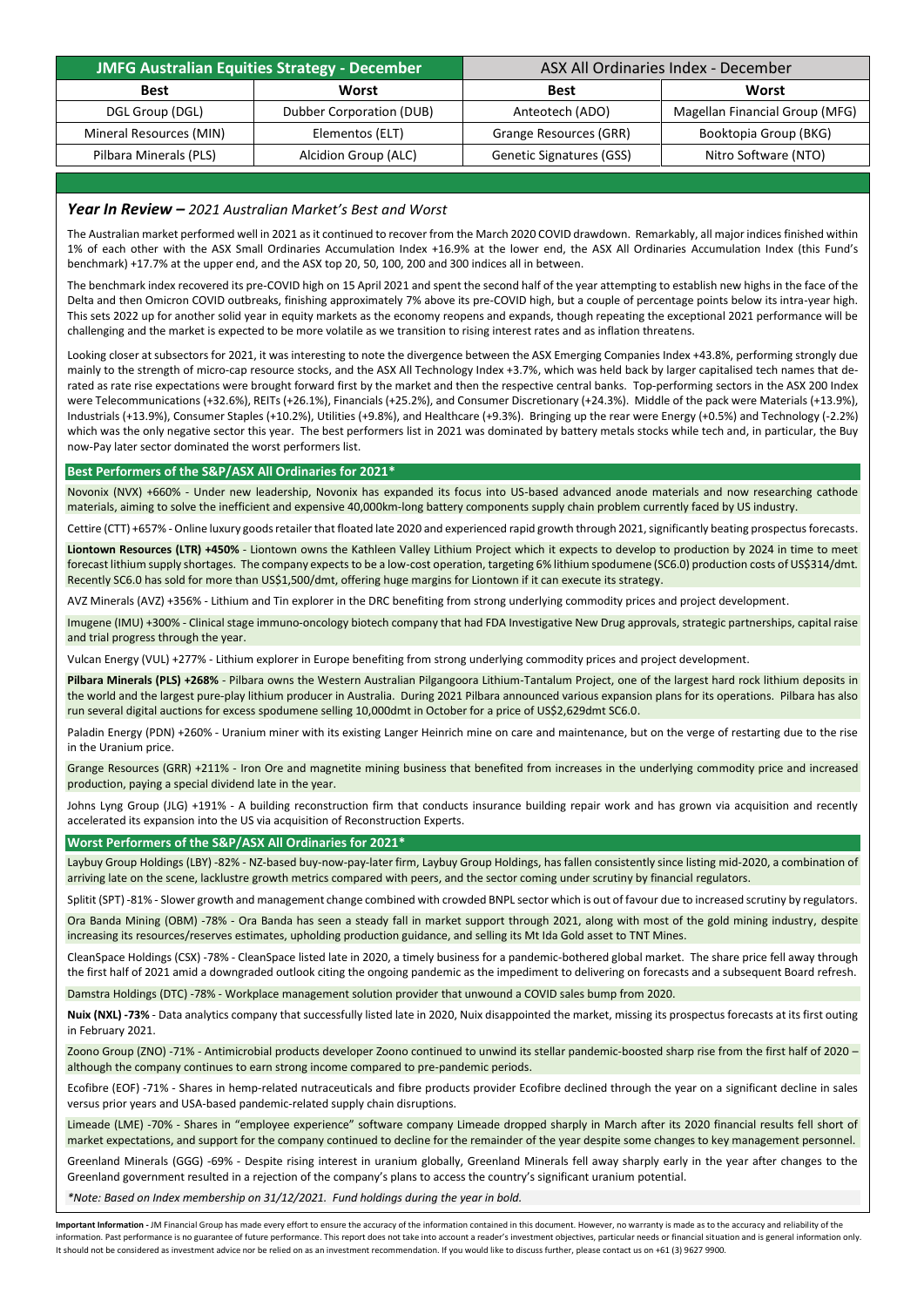| JMFG Australian Equities Strategy - December | | ASX All Ordinaries Index - December | |
|---|---|---|---|
| **Best** | **Worst** | **Best** | **Worst** |
| DGL Group (DGL) | Dubber Corporation (DUB) | Anteotech (ADO) | Magellan Financial Group (MFG) |
| Mineral Resources (MIN) | Elementos (ELT) | Grange Resources (GRR) | Booktopia Group (BKG) |
| Pilbara Minerals (PLS) | Alcidion Group (ALC) | Genetic Signatures (GSS) | Nitro Software (NTO) |

## *Year In Review – 2021 Australian Market's Best and Worst*

The Australian market performed well in 2021 as it continued to recover from the March 2020 COVID drawdown. Remarkably, all major indices finished within 1% of each other with the ASX Small Ordinaries Accumulation Index +16.9% at the lower end, the ASX All Ordinaries Accumulation Index (this Fund's benchmark) +17.7% at the upper end, and the ASX top 20, 50, 100, 200 and 300 indices all in between.

The benchmark index recovered its pre-COVID high on 15 April 2021 and spent the second half of the year attempting to establish new highs in the face of the Delta and then Omicron COVID outbreaks, finishing approximately 7% above its pre-COVID high, but a couple of percentage points below its intra-year high. This sets 2022 up for another solid year in equity markets as the economy reopens and expands, though repeating the exceptional 2021 performance will be challenging and the market is expected to be more volatile as we transition to rising interest rates and as inflation threatens.

Looking closer at subsectors for 2021, it was interesting to note the divergence between the ASX Emerging Companies Index +43.8%, performing strongly due mainly to the strength of micro-cap resource stocks, and the ASX All Technology Index +3.7%, which was held back by larger capitalised tech names that de-rated as rate rise expectations were brought forward first by the market and then the respective central banks. Top-performing sectors in the ASX 200 Index were Telecommunications (+32.6%), REITs (+26.1%), Financials (+25.2%), and Consumer Discretionary (+24.3%). Middle of the pack were Materials (+13.9%), Industrials (+13.9%), Consumer Staples (+10.2%), Utilities (+9.8%), and Healthcare (+9.3%). Bringing up the rear were Energy (+0.5%) and Technology (-2.2%) which was the only negative sector this year. The best performers list in 2021 was dominated by battery metals stocks while tech and, in particular, the Buy now-Pay later sector dominated the worst performers list.

### Best Performers of the S&P/ASX All Ordinaries for 2021*

Novonix (NVX) +660% - Under new leadership, Novonix has expanded its focus into US-based advanced anode materials and now researching cathode materials, aiming to solve the inefficient and expensive 40,000km-long battery components supply chain problem currently faced by US industry.

Cettire (CTT) +657% - Online luxury goods retailer that floated late 2020 and experienced rapid growth through 2021, significantly beating prospectus forecasts.

**Liontown Resources (LTR) +450%** - Liontown owns the Kathleen Valley Lithium Project which it expects to develop to production by 2024 in time to meet forecast lithium supply shortages. The company expects to be a low-cost operation, targeting 6% lithium spodumene (SC6.0) production costs of US$314/dmt. Recently SC6.0 has sold for more than US$1,500/dmt, offering huge margins for Liontown if it can execute its strategy.

AVZ Minerals (AVZ) +356% - Lithium and Tin explorer in the DRC benefiting from strong underlying commodity prices and project development.

Imugene (IMU) +300% - Clinical stage immuno-oncology biotech company that had FDA Investigative New Drug approvals, strategic partnerships, capital raise and trial progress through the year.

Vulcan Energy (VUL) +277% - Lithium explorer in Europe benefiting from strong underlying commodity prices and project development.

**Pilbara Minerals (PLS) +268%** - Pilbara owns the Western Australian Pilgangoora Lithium-Tantalum Project, one of the largest hard rock lithium deposits in the world and the largest pure-play lithium producer in Australia. During 2021 Pilbara announced various expansion plans for its operations. Pilbara has also run several digital auctions for excess spodumene selling 10,000dmt in October for a price of US$2,629dmt SC6.0.

Paladin Energy (PDN) +260% - Uranium miner with its existing Langer Heinrich mine on care and maintenance, but on the verge of restarting due to the rise in the Uranium price.

Grange Resources (GRR) +211% - Iron Ore and magnetite mining business that benefited from increases in the underlying commodity price and increased production, paying a special dividend late in the year.

Johns Lyng Group (JLG) +191% - A building reconstruction firm that conducts insurance building repair work and has grown via acquisition and recently accelerated its expansion into the US via acquisition of Reconstruction Experts.

### Worst Performers of the S&P/ASX All Ordinaries for 2021*

Laybuy Group Holdings (LBY) -82% - NZ-based buy-now-pay-later firm, Laybuy Group Holdings, has fallen consistently since listing mid-2020, a combination of arriving late on the scene, lacklustre growth metrics compared with peers, and the sector coming under scrutiny by financial regulators.

Splitit (SPT) -81% - Slower growth and management change combined with crowded BNPL sector which is out of favour due to increased scrutiny by regulators.

Ora Banda Mining (OBM) -78% - Ora Banda has seen a steady fall in market support through 2021, along with most of the gold mining industry, despite increasing its resources/reserves estimates, upholding production guidance, and selling its Mt Ida Gold asset to TNT Mines.

CleanSpace Holdings (CSX) -78% - CleanSpace listed late in 2020, a timely business for a pandemic-bothered global market. The share price fell away through the first half of 2021 amid a downgraded outlook citing the ongoing pandemic as the impediment to delivering on forecasts and a subsequent Board refresh.

Damstra Holdings (DTC) -78% - Workplace management solution provider that unwound a COVID sales bump from 2020.

**Nuix (NXL) -73%** - Data analytics company that successfully listed late in 2020, Nuix disappointed the market, missing its prospectus forecasts at its first outing in February 2021.

Zoono Group (ZNO) -71% - Antimicrobial products developer Zoono continued to unwind its stellar pandemic-boosted sharp rise from the first half of 2020 – although the company continues to earn strong income compared to pre-pandemic periods.

Ecofibre (EOF) -71% - Shares in hemp-related nutraceuticals and fibre products provider Ecofibre declined through the year on a significant decline in sales versus prior years and USA-based pandemic-related supply chain disruptions.

Limeade (LME) -70% - Shares in "employee experience" software company Limeade dropped sharply in March after its 2020 financial results fell short of market expectations, and support for the company continued to decline for the remainder of the year despite some changes to key management personnel.

Greenland Minerals (GGG) -69% - Despite rising interest in uranium globally, Greenland Minerals fell away sharply early in the year after changes to the Greenland government resulted in a rejection of the company's plans to access the country's significant uranium potential.

*\*Note: Based on Index membership on 31/12/2021. Fund holdings during the year in bold.*

**Important Information -** JM Financial Group has made every effort to ensure the accuracy of the information contained in this document. However, no warranty is made as to the accuracy and reliability of the information. Past performance is no guarantee of future performance. This report does not take into account a reader's investment objectives, particular needs or financial situation and is general information only. It should not be considered as investment advice nor be relied on as an investment recommendation. If you would like to discuss further, please contact us on +61 (3) 9627 9900.